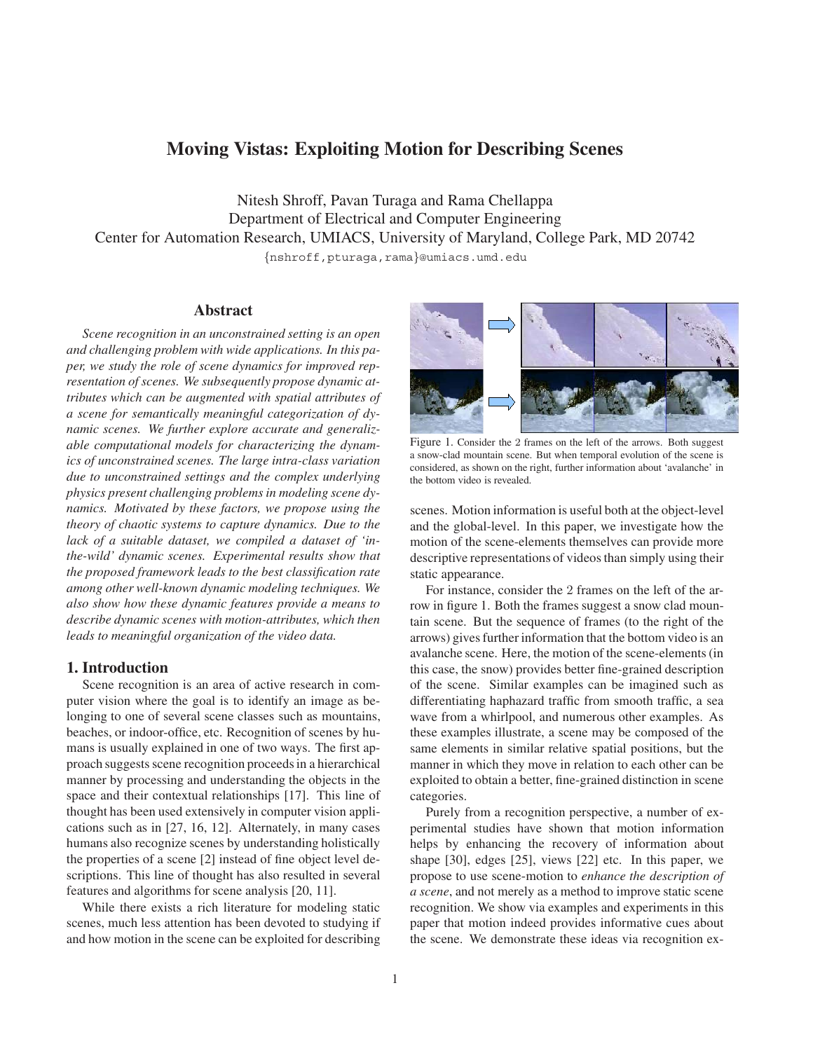# Moving Vistas: Exploiting Motion for Describing Scenes

Nitesh Shroff, Pavan Turaga and Rama Chellappa
Department of Electrical and Computer Engineering
Center for Automation Research, UMIACS, University of Maryland, College Park, MD 20742
{nshroff,pturaga,rama}@umiacs.umd.edu

## Abstract

*Scene recognition in an unconstrained setting is an open and challenging problem with wide applications. In this paper, we study the role of scene dynamics for improved representation of scenes. We subsequently propose dynamic attributes which can be augmented with spatial attributes of a scene for semantically meaningful categorization of dynamic scenes. We further explore accurate and generalizable computational models for characterizing the dynamics of unconstrained scenes. The large intra-class variation due to unconstrained settings and the complex underlying physics present challenging problems in modeling scene dynamics. Motivated by these factors, we propose using the theory of chaotic systems to capture dynamics. Due to the lack of a suitable dataset, we compiled a dataset of 'in-the-wild' dynamic scenes. Experimental results show that the proposed framework leads to the best classification rate among other well-known dynamic modeling techniques. We also show how these dynamic features provide a means to describe dynamic scenes with motion-attributes, which then leads to meaningful organization of the video data.*

## 1. Introduction

Scene recognition is an area of active research in computer vision where the goal is to identify an image as belonging to one of several scene classes such as mountains, beaches, or indoor-office, etc. Recognition of scenes by humans is usually explained in one of two ways. The first approach suggests scene recognition proceeds in a hierarchical manner by processing and understanding the objects in the space and their contextual relationships [17]. This line of thought has been used extensively in computer vision applications such as in [27, 16, 12]. Alternately, in many cases humans also recognize scenes by understanding holistically the properties of a scene [2] instead of fine object level descriptions. This line of thought has also resulted in several features and algorithms for scene analysis [20, 11].

While there exists a rich literature for modeling static scenes, much less attention has been devoted to studying if and how motion in the scene can be exploited for describing scenes. Motion information is useful both at the object-level and the global-level. In this paper, we investigate how the motion of the scene-elements themselves can provide more descriptive representations of videos than simply using their static appearance.

Figure 1. Consider the 2 frames on the left of the arrows. Both suggest a snow-clad mountain scene. But when temporal evolution of the scene is considered, as shown on the right, further information about 'avalanche' in the bottom video is revealed.

For instance, consider the 2 frames on the left of the arrow in figure 1. Both the frames suggest a snow clad mountain scene. But the sequence of frames (to the right of the arrows) gives further information that the bottom video is an avalanche scene. Here, the motion of the scene-elements (in this case, the snow) provides better fine-grained description of the scene. Similar examples can be imagined such as differentiating haphazard traffic from smooth traffic, a sea wave from a whirlpool, and numerous other examples. As these examples illustrate, a scene may be composed of the same elements in similar relative spatial positions, but the manner in which they move in relation to each other can be exploited to obtain a better, fine-grained distinction in scene categories.

Purely from a recognition perspective, a number of experimental studies have shown that motion information helps by enhancing the recovery of information about shape [30], edges [25], views [22] etc. In this paper, we propose to use scene-motion to *enhance the description of a scene*, and not merely as a method to improve static scene recognition. We show via examples and experiments in this paper that motion indeed provides informative cues about the scene. We demonstrate these ideas via recognition ex-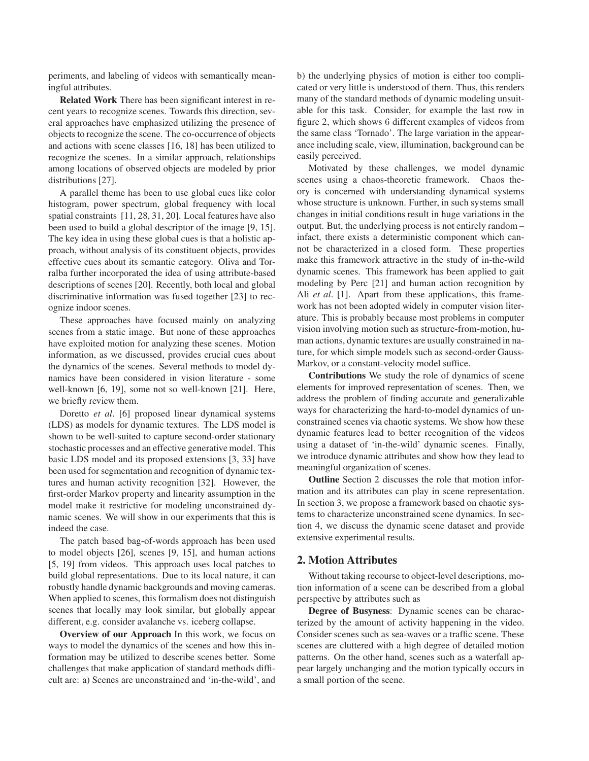periments, and labeling of videos with semantically meaningful attributes.

**Related Work** There has been significant interest in recent years to recognize scenes. Towards this direction, several approaches have emphasized utilizing the presence of objects to recognize the scene. The co-occurrence of objects and actions with scene classes [16, 18] has been utilized to recognize the scenes. In a similar approach, relationships among locations of observed objects are modeled by prior distributions [27].

A parallel theme has been to use global cues like color histogram, power spectrum, global frequency with local spatial constraints [11, 28, 31, 20]. Local features have also been used to build a global descriptor of the image [9, 15]. The key idea in using these global cues is that a holistic approach, without analysis of its constituent objects, provides effective cues about its semantic category. Oliva and Torralba further incorporated the idea of using attribute-based descriptions of scenes [20]. Recently, both local and global discriminative information was fused together [23] to recognize indoor scenes.

These approaches have focused mainly on analyzing scenes from a static image. But none of these approaches have exploited motion for analyzing these scenes. Motion information, as we discussed, provides crucial cues about the dynamics of the scenes. Several methods to model dynamics have been considered in vision literature - some well-known [6, 19], some not so well-known [21]. Here, we briefly review them.

Doretto *et al*. [6] proposed linear dynamical systems (LDS) as models for dynamic textures. The LDS model is shown to be well-suited to capture second-order stationary stochastic processes and an effective generative model. This basic LDS model and its proposed extensions [3, 33] have been used for segmentation and recognition of dynamic textures and human activity recognition [32]. However, the first-order Markov property and linearity assumption in the model make it restrictive for modeling unconstrained dynamic scenes. We will show in our experiments that this is indeed the case.

The patch based bag-of-words approach has been used to model objects [26], scenes [9, 15], and human actions [5, 19] from videos. This approach uses local patches to build global representations. Due to its local nature, it can robustly handle dynamic backgrounds and moving cameras. When applied to scenes, this formalism does not distinguish scenes that locally may look similar, but globally appear different, e.g. consider avalanche vs. iceberg collapse.

**Overview of our Approach** In this work, we focus on ways to model the dynamics of the scenes and how this information may be utilized to describe scenes better. Some challenges that make application of standard methods difficult are: a) Scenes are unconstrained and 'in-the-wild', and b) the underlying physics of motion is either too complicated or very little is understood of them. Thus, this renders many of the standard methods of dynamic modeling unsuitable for this task. Consider, for example the last row in figure 2, which shows 6 different examples of videos from the same class 'Tornado'. The large variation in the appearance including scale, view, illumination, background can be easily perceived.

Motivated by these challenges, we model dynamic scenes using a chaos-theoretic framework. Chaos theory is concerned with understanding dynamical systems whose structure is unknown. Further, in such systems small changes in initial conditions result in huge variations in the output. But, the underlying process is not entirely random – infact, there exists a deterministic component which cannot be characterized in a closed form. These properties make this framework attractive in the study of in-the-wild dynamic scenes. This framework has been applied to gait modeling by Perc [21] and human action recognition by Ali *et al*. [1]. Apart from these applications, this framework has not been adopted widely in computer vision literature. This is probably because most problems in computer vision involving motion such as structure-from-motion, human actions, dynamic textures are usually constrained in nature, for which simple models such as second-order Gauss-Markov, or a constant-velocity model suffice.

**Contributions** We study the role of dynamics of scene elements for improved representation of scenes. Then, we address the problem of finding accurate and generalizable ways for characterizing the hard-to-model dynamics of unconstrained scenes via chaotic systems. We show how these dynamic features lead to better recognition of the videos using a dataset of 'in-the-wild' dynamic scenes. Finally, we introduce dynamic attributes and show how they lead to meaningful organization of scenes.

**Outline** Section 2 discusses the role that motion information and its attributes can play in scene representation. In section 3, we propose a framework based on chaotic systems to characterize unconstrained scene dynamics. In section 4, we discuss the dynamic scene dataset and provide extensive experimental results.

## 2. Motion Attributes

Without taking recourse to object-level descriptions, motion information of a scene can be described from a global perspective by attributes such as

**Degree of Busyness**: Dynamic scenes can be characterized by the amount of activity happening in the video. Consider scenes such as sea-waves or a traffic scene. These scenes are cluttered with a high degree of detailed motion patterns. On the other hand, scenes such as a waterfall appear largely unchanging and the motion typically occurs in a small portion of the scene.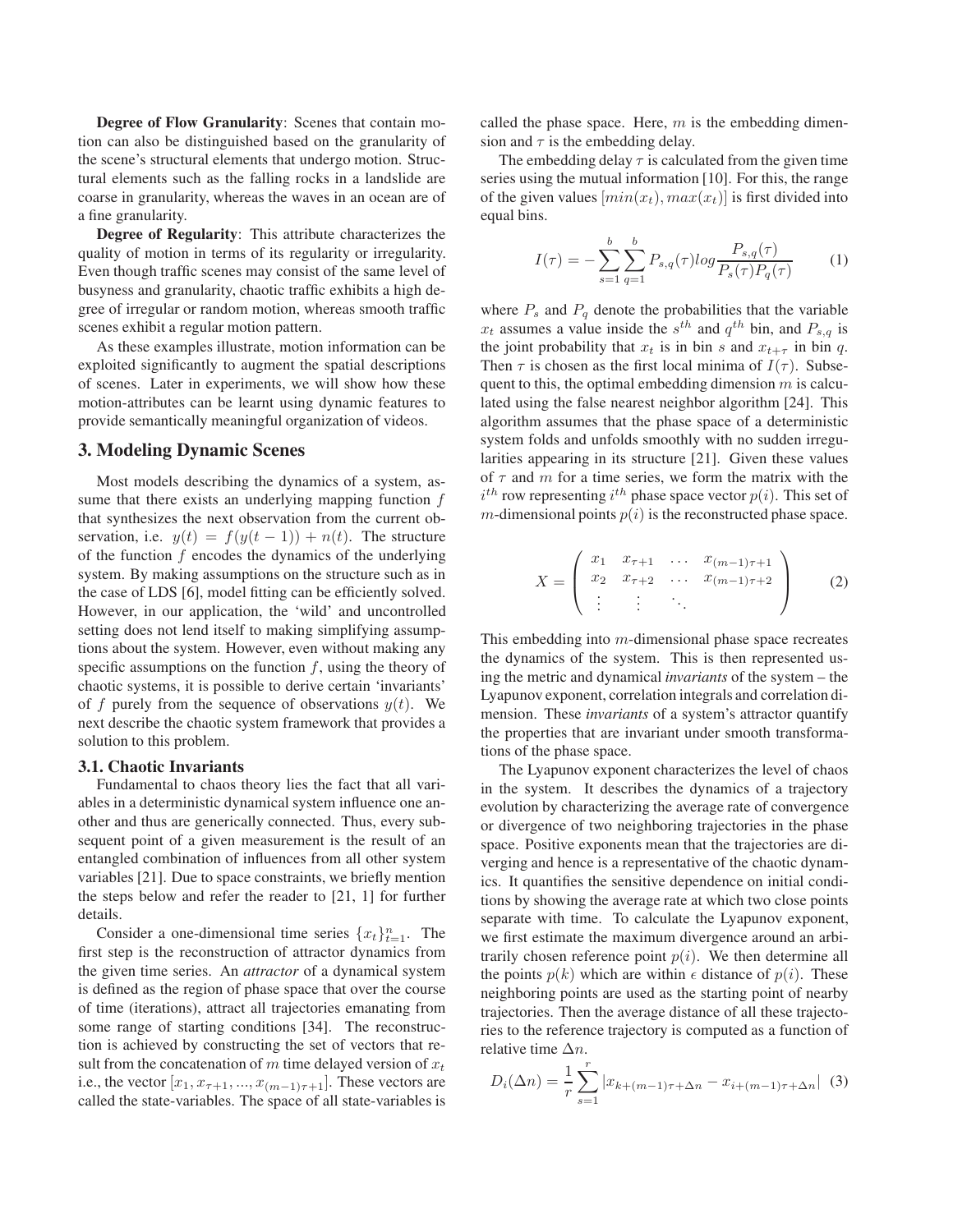**Degree of Flow Granularity**: Scenes that contain motion can also be distinguished based on the granularity of the scene's structural elements that undergo motion. Structural elements such as the falling rocks in a landslide are coarse in granularity, whereas the waves in an ocean are of a fine granularity.

**Degree of Regularity**: This attribute characterizes the quality of motion in terms of its regularity or irregularity. Even though traffic scenes may consist of the same level of busyness and granularity, chaotic traffic exhibits a high degree of irregular or random motion, whereas smooth traffic scenes exhibit a regular motion pattern.

As these examples illustrate, motion information can be exploited significantly to augment the spatial descriptions of scenes. Later in experiments, we will show how these motion-attributes can be learnt using dynamic features to provide semantically meaningful organization of videos.

## 3. Modeling Dynamic Scenes

Most models describing the dynamics of a system, assume that there exists an underlying mapping function $f$ that synthesizes the next observation from the current observation, i.e. $y(t) = f(y(t-1)) + n(t)$. The structure of the function $f$ encodes the dynamics of the underlying system. By making assumptions on the structure such as in the case of LDS [6], model fitting can be efficiently solved. However, in our application, the 'wild' and uncontrolled setting does not lend itself to making simplifying assumptions about the system. However, even without making any specific assumptions on the function $f$, using the theory of chaotic systems, it is possible to derive certain 'invariants' of $f$ purely from the sequence of observations $y(t)$. We next describe the chaotic system framework that provides a solution to this problem.

### 3.1. Chaotic Invariants

Fundamental to chaos theory lies the fact that all variables in a deterministic dynamical system influence one another and thus are generically connected. Thus, every subsequent point of a given measurement is the result of an entangled combination of influences from all other system variables [21]. Due to space constraints, we briefly mention the steps below and refer the reader to [21, 1] for further details.

Consider a one-dimensional time series $\{x_t\}_{t=1}^{n}$. The first step is the reconstruction of attractor dynamics from the given time series. An *attractor* of a dynamical system is defined as the region of phase space that over the course of time (iterations), attract all trajectories emanating from some range of starting conditions [34]. The reconstruction is achieved by constructing the set of vectors that result from the concatenation of $m$ time delayed version of $x_t$ i.e., the vector $[x_1, x_{\tau+1}, ..., x_{(m-1)\tau+1}]$. These vectors are called the state-variables. The space of all state-variables is called the phase space. Here, $m$ is the embedding dimension and $\tau$ is the embedding delay.

The embedding delay $\tau$ is calculated from the given time series using the mutual information [10]. For this, the range of the given values $[min(x_t), max(x_t)]$ is first divided into equal bins.

$$I(\tau) = -\sum_{s=1}^{b}\sum_{q=1}^{b} P_{s,q}(\tau) log \frac{P_{s,q}(\tau)}{P_s(\tau)P_q(\tau)} \quad (1)$$

where $P_s$ and $P_q$ denote the probabilities that the variable $x_t$ assumes a value inside the $s^{th}$ and $q^{th}$ bin, and $P_{s,q}$ is the joint probability that $x_t$ is in bin $s$ and $x_{t+\tau}$ in bin $q$. Then $\tau$ is chosen as the first local minima of $I(\tau)$. Subsequent to this, the optimal embedding dimension $m$ is calculated using the false nearest neighbor algorithm [24]. This algorithm assumes that the phase space of a deterministic system folds and unfolds smoothly with no sudden irregularities appearing in its structure [21]. Given these values of $\tau$ and $m$ for a time series, we form the matrix with the $i^{th}$ row representing $i^{th}$ phase space vector $p(i)$. This set of $m$-dimensional points $p(i)$ is the reconstructed phase space.

$$X = \begin{pmatrix} x_1 & x_{\tau+1} & \dots & x_{(m-1)\tau+1} \\ x_2 & x_{\tau+2} & \dots & x_{(m-1)\tau+2} \\ \vdots & \vdots & \ddots & \end{pmatrix} \quad (2)$$

This embedding into $m$-dimensional phase space recreates the dynamics of the system. This is then represented using the metric and dynamical *invariants* of the system – the Lyapunov exponent, correlation integrals and correlation dimension. These *invariants* of a system's attractor quantify the properties that are invariant under smooth transformations of the phase space.

The Lyapunov exponent characterizes the level of chaos in the system. It describes the dynamics of a trajectory evolution by characterizing the average rate of convergence or divergence of two neighboring trajectories in the phase space. Positive exponents mean that the trajectories are diverging and hence is a representative of the chaotic dynamics. It quantifies the sensitive dependence on initial conditions by showing the average rate at which two close points separate with time. To calculate the Lyapunov exponent, we first estimate the maximum divergence around an arbitrarily chosen reference point $p(i)$. We then determine all the points $p(k)$ which are within $\epsilon$ distance of $p(i)$. These neighboring points are used as the starting point of nearby trajectories. Then the average distance of all these trajectories to the reference trajectory is computed as a function of relative time $\Delta n$.

$$D_i(\Delta n) = \frac{1}{r}\sum_{s=1}^{r} |x_{k+(m-1)\tau+\Delta n} - x_{i+(m-1)\tau+\Delta n}| \quad (3)$$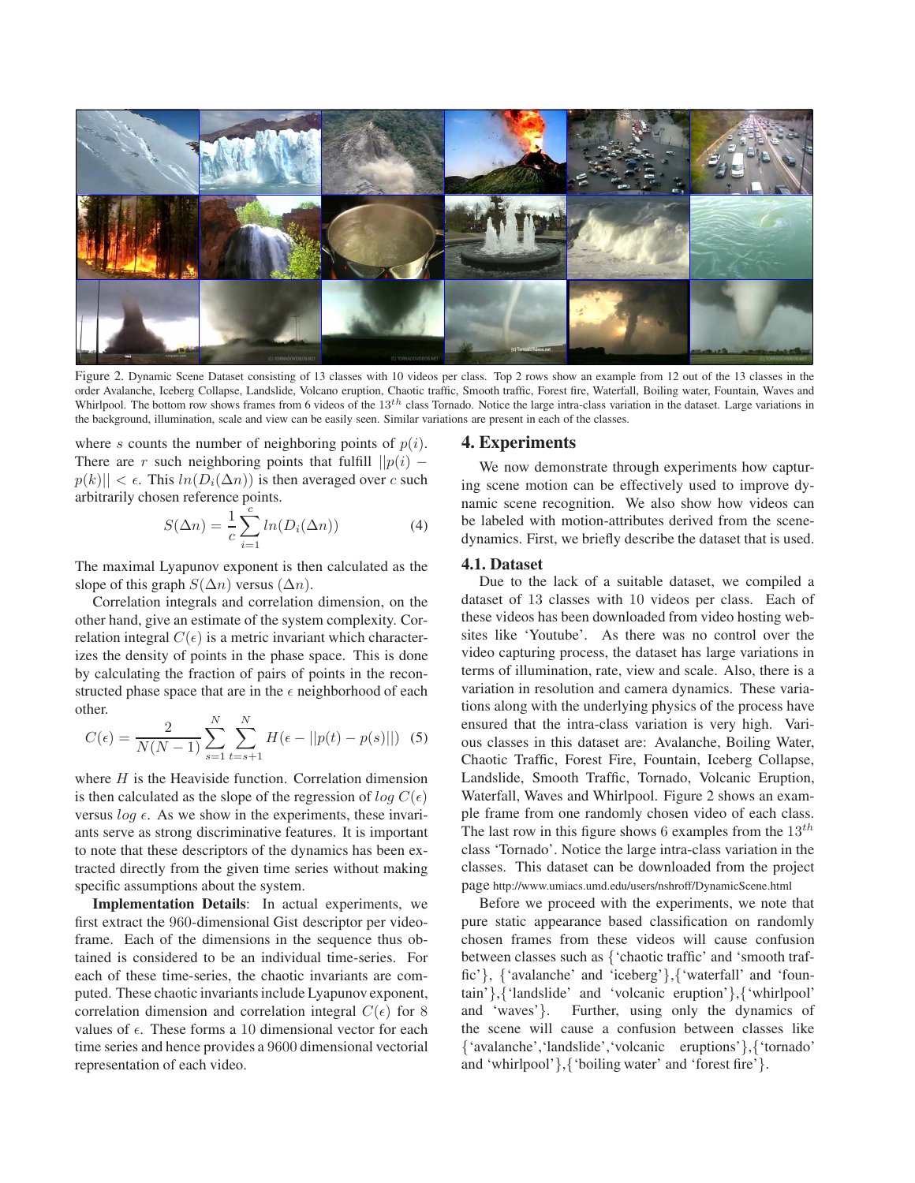Figure 2. Dynamic Scene Dataset consisting of 13 classes with 10 videos per class. Top 2 rows show an example from 12 out of the 13 classes in the order Avalanche, Iceberg Collapse, Landslide, Volcano eruption, Chaotic traffic, Smooth traffic, Forest fire, Waterfall, Boiling water, Fountain, Waves and Whirlpool. The bottom row shows frames from 6 videos of the $13^{th}$ class Tornado. Notice the large intra-class variation in the dataset. Large variations in the background, illumination, scale and view can be easily seen. Similar variations are present in each of the classes.

where $s$ counts the number of neighboring points of $p(i)$. There are $r$ such neighboring points that fulfill $||p(i) - p(k)|| < \epsilon$. This $ln(D_i(\Delta n))$ is then averaged over $c$ such arbitrarily chosen reference points.

$$S(\Delta n) = \frac{1}{c}\sum_{i=1}^{c} ln(D_i(\Delta n)) \tag{4}$$

The maximal Lyapunov exponent is then calculated as the slope of this graph $S(\Delta n)$ versus $(\Delta n)$.

Correlation integrals and correlation dimension, on the other hand, give an estimate of the system complexity. Correlation integral $C(\epsilon)$ is a metric invariant which characterizes the density of points in the phase space. This is done by calculating the fraction of pairs of points in the reconstructed phase space that are in the $\epsilon$ neighborhood of each other.

$$C(\epsilon) = \frac{2}{N(N-1)}\sum_{s=1}^{N}\sum_{t=s+1}^{N} H(\epsilon - ||p(t) - p(s)||) \tag{5}$$

where $H$ is the Heaviside function. Correlation dimension is then calculated as the slope of the regression of $log\ C(\epsilon)$ versus $log\ \epsilon$. As we show in the experiments, these invariants serve as strong discriminative features. It is important to note that these descriptors of the dynamics has been extracted directly from the given time series without making specific assumptions about the system.

**Implementation Details**: In actual experiments, we first extract the 960-dimensional Gist descriptor per video-frame. Each of the dimensions in the sequence thus obtained is considered to be an individual time-series. For each of these time-series, the chaotic invariants are computed. These chaotic invariants include Lyapunov exponent, correlation dimension and correlation integral $C(\epsilon)$ for 8 values of $\epsilon$. These forms a 10 dimensional vector for each time series and hence provides a 9600 dimensional vectorial representation of each video.

# 4. Experiments

We now demonstrate through experiments how capturing scene motion can be effectively used to improve dynamic scene recognition. We also show how videos can be labeled with motion-attributes derived from the scene-dynamics. First, we briefly describe the dataset that is used.

## 4.1. Dataset

Due to the lack of a suitable dataset, we compiled a dataset of 13 classes with 10 videos per class. Each of these videos has been downloaded from video hosting websites like 'Youtube'. As there was no control over the video capturing process, the dataset has large variations in terms of illumination, rate, view and scale. Also, there is a variation in resolution and camera dynamics. These variations along with the underlying physics of the process have ensured that the intra-class variation is very high. Various classes in this dataset are: Avalanche, Boiling Water, Chaotic Traffic, Forest Fire, Fountain, Iceberg Collapse, Landslide, Smooth Traffic, Tornado, Volcanic Eruption, Waterfall, Waves and Whirlpool. Figure 2 shows an example frame from one randomly chosen video of each class. The last row in this figure shows 6 examples from the $13^{th}$ class 'Tornado'. Notice the large intra-class variation in the classes. This dataset can be downloaded from the project page http://www.umiacs.umd.edu/users/nshroff/DynamicScene.html

Before we proceed with the experiments, we note that pure static appearance based classification on randomly chosen frames from these videos will cause confusion between classes such as {'chaotic traffic' and 'smooth traffic'}, {'avalanche' and 'iceberg'},{'waterfall' and 'fountain'},{'landslide' and 'volcanic eruption'},{'whirlpool' and 'waves'}. Further, using only the dynamics of the scene will cause a confusion between classes like {'avalanche','landslide','volcanic eruptions'},{'tornado' and 'whirlpool'},{'boiling water' and 'forest fire'}.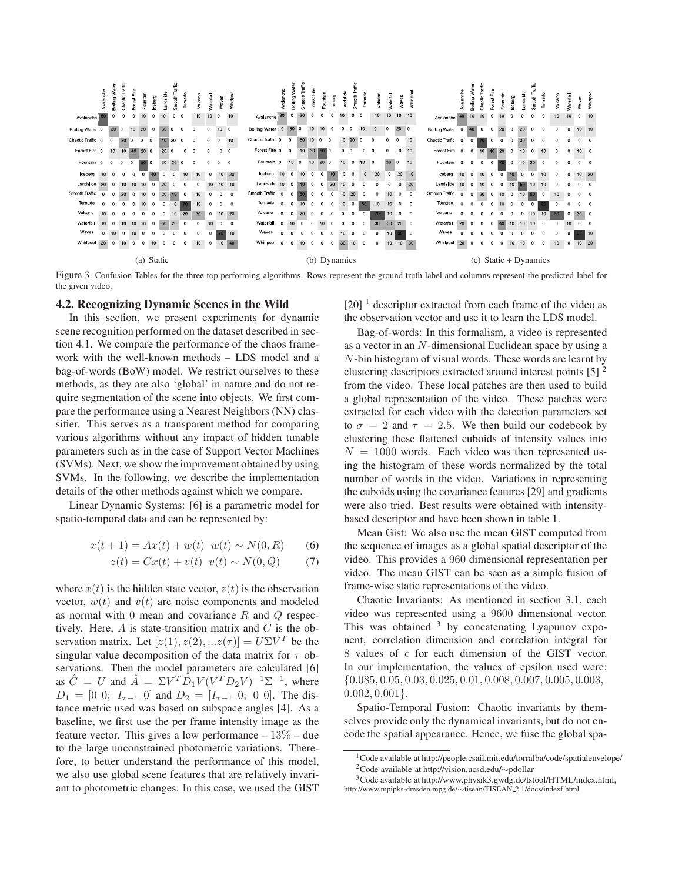**(a) Static**

| | Avalanche | Boiling Water | Chaotic Traffic | Forest Fire | Fountain | Iceberg | Landslide | Smooth Traffic | Tornado | Volcano | Waterfall | Waves | Whirlpool |
|---|---|---|---|---|---|---|---|---|---|---|---|---|---|
| Avalanche | 50 | 0 | 0 | 0 | 10 | 0 | 10 | 0 | 0 | 10 | 10 | 0 | 10 |
| Boiling Water | 0 | 30 | 0 | 10 | 20 | 0 | 30 | 0 | 0 | 0 | 0 | 10 | 0 |
| Chaotic Traffic | 0 | 0 | 30 | 0 | 0 | 0 | 40 | 20 | 0 | 0 | 0 | 0 | 10 |
| Forest Fire | 0 | 10 | 10 | 40 | 20 | 0 | 20 | 0 | 0 | 0 | 0 | 0 | 0 |
| Fountain | 0 | 0 | 0 | 0 | 50 | 0 | 30 | 20 | 0 | 0 | 0 | 0 | 0 |
| Iceberg | 10 | 0 | 0 | 0 | 0 | 40 | 0 | 0 | 10 | 10 | 0 | 10 | 20 |
| Landslide | 20 | 0 | 10 | 10 | 10 | 0 | 20 | 0 | 0 | 0 | 10 | 10 | 10 |
| Smooth Traffic | 0 | 0 | 20 | 0 | 10 | 0 | 20 | 40 | 0 | 10 | 0 | 0 | 0 |
| Tornado | 0 | 0 | 0 | 0 | 10 | 0 | 0 | 10 | 70 | 10 | 0 | 0 | 0 |
| Volcano | 10 | 0 | 0 | 0 | 0 | 0 | 0 | 10 | 20 | 30 | 0 | 10 | 20 |
| Waterfall | 10 | 0 | 10 | 10 | 10 | 0 | 30 | 20 | 0 | 0 | 10 | 0 | 0 |
| Waves | 0 | 10 | 0 | 10 | 0 | 0 | 0 | 0 | 0 | 0 | 0 | 70 | 10 |
| Whirlpool | 20 | 0 | 10 | 0 | 0 | 10 | 0 | 0 | 0 | 10 | 0 | 10 | 40 |

**(b) Dynamics**

| | Avalanche | Boiling Water | Chaotic Traffic | Forest Fire | Fountain | Iceberg | Landslide | Smooth Traffic | Tornado | Volcano | Waterfall | Waves | Whirlpool |
|---|---|---|---|---|---|---|---|---|---|---|---|---|---|
| Avalanche | 30 | 0 | 20 | 0 | 0 | 0 | 10 | 0 | 0 | 10 | 10 | 10 | 10 |
| Boiling Water | 10 | 30 | 0 | 10 | 10 | 0 | 0 | 10 | 10 | 0 | 20 | 0 | |
| Chaotic Traffic | 0 | 0 | 50 | 10 | 0 | 0 | 10 | 20 | 0 | 0 | 0 | 0 | 10 |
| Forest Fire | 0 | 0 | 10 | 30 | 50 | 0 | 0 | 0 | 0 | 0 | 0 | 0 | 10 |
| Fountain | 0 | 10 | 0 | 10 | 20 | 0 | 10 | 0 | 10 | 0 | 30 | 0 | 10 |
| Iceberg | 10 | 0 | 10 | 0 | 0 | 10 | 10 | 0 | 10 | 20 | 0 | 20 | 10 |
| Landslide | 10 | 0 | 40 | 0 | 0 | 20 | 10 | 0 | 0 | 0 | 0 | 0 | 20 |
| Smooth Traffic | 0 | 0 | 60 | 0 | 0 | 0 | 10 | 20 | 0 | 0 | 10 | 0 | 0 |
| Tornado | 0 | 0 | 10 | 0 | 0 | 0 | 10 | 0 | 60 | 10 | 10 | 0 | 0 |
| Volcano | 0 | 0 | 20 | 0 | 0 | 0 | 0 | 0 | 0 | 70 | 10 | 0 | 0 |
| Waterfall | 0 | 10 | 0 | 0 | 10 | 0 | 0 | 0 | 0 | 30 | 30 | 20 | 0 |
| Waves | 0 | 0 | 0 | 0 | 0 | 0 | 10 | 0 | 0 | 0 | 10 | 80 | 0 |
| Whirlpool | 0 | 0 | 10 | 0 | 0 | 0 | 30 | 10 | 0 | 0 | 10 | 10 | 30 |

**(c) Static + Dynamics**

| | Avalanche | Boiling Water | Chaotic Traffic | Forest Fire | Fountain | Iceberg | Landslide | Smooth Traffic | Tornado | Volcano | Waterfall | Waves | Whirlpool |
|---|---|---|---|---|---|---|---|---|---|---|---|---|---|
| Avalanche | 40 | 10 | 10 | 0 | 10 | 0 | 0 | 0 | 0 | 10 | 10 | 0 | 10 |
| Boiling Water | 0 | 40 | 0 | 0 | 20 | 0 | 20 | 0 | 0 | 0 | 0 | 10 | 10 |
| Chaotic Traffic | 0 | 0 | 70 | 0 | 0 | 0 | 30 | 0 | 0 | 0 | 0 | 0 | 0 |
| Forest Fire | 0 | 0 | 10 | 40 | 20 | 0 | 10 | 0 | 10 | 0 | 0 | 10 | 0 |
| Fountain | 0 | 0 | 0 | 0 | 70 | 0 | 10 | 20 | 0 | 0 | 0 | 0 | 0 |
| Iceberg | 10 | 0 | 10 | 0 | 0 | 40 | 0 | 0 | 10 | 0 | 0 | 10 | 20 |
| Landslide | 10 | 0 | 10 | 0 | 0 | 10 | 50 | 10 | 10 | 0 | 0 | 0 | 0 |
| Smooth Traffic | 0 | 0 | 20 | 0 | 10 | 0 | 10 | 50 | 0 | 10 | 0 | 0 | 0 |
| Tornado | 0 | 0 | 0 | 0 | 10 | 0 | 0 | 0 | 90 | 0 | 0 | 0 | 0 |
| Volcano | 0 | 0 | 0 | 0 | 0 | 0 | 0 | 10 | 10 | 50 | 0 | 30 | 0 |
| Waterfall | 20 | 0 | 0 | 0 | 40 | 10 | 10 | 10 | 0 | 0 | 10 | 0 | 0 |
| Waves | 0 | 0 | 0 | 0 | 0 | 0 | 0 | 0 | 0 | 0 | 0 | 90 | 10 |
| Whirlpool | 20 | 0 | 0 | 0 | 0 | 10 | 10 | 0 | 0 | 10 | 0 | 10 | 20 |

Figure 3. Confusion Tables for the three top performing algorithms. Rows represent the ground truth label and columns represent the predicted label for the given video.

## 4.2. Recognizing Dynamic Scenes in the Wild

In this section, we present experiments for dynamic scene recognition performed on the dataset described in section 4.1. We compare the performance of the chaos framework with the well-known methods – LDS model and a bag-of-words (BoW) model. We restrict ourselves to these methods, as they are also 'global' in nature and do not require segmentation of the scene into objects. We first compare the performance using a Nearest Neighbors (NN) classifier. This serves as a transparent method for comparing various algorithms without any impact of hidden tunable parameters such as in the case of Support Vector Machines (SVMs). Next, we show the improvement obtained by using SVMs. In the following, we describe the implementation details of the other methods against which we compare.

Linear Dynamic Systems: [6] is a parametric model for spatio-temporal data and can be represented by:

$$x(t+1) = Ax(t) + w(t) \quad w(t) \sim N(0, R) \tag{6}$$

$$z(t) = Cx(t) + v(t) \quad v(t) \sim N(0, Q) \tag{7}$$

where $x(t)$ is the hidden state vector, $z(t)$ is the observation vector, $w(t)$ and $v(t)$ are noise components and modeled as normal with 0 mean and covariance $R$ and $Q$ respectively. Here, $A$ is state-transition matrix and $C$ is the observation matrix. Let $[z(1), z(2), ...z(\tau)] = U\Sigma V^T$ be the singular value decomposition of the data matrix for $\tau$ observations. Then the model parameters are calculated [6] as $\hat{C} = U$ and $\hat{A} = \Sigma V^T D_1 V(V^T D_2 V)^{-1}\Sigma^{-1}$, where $D_1 = [0 \ 0; \ I_{\tau-1} \ 0]$ and $D_2 = [I_{\tau-1} \ 0; \ 0 \ 0]$. The distance metric used was based on subspace angles [4]. As a baseline, we first use the per frame intensity image as the feature vector. This gives a low performance – $13\%$ – due to the large unconstrained photometric variations. Therefore, to better understand the performance of this model, we also use global scene features that are relatively invariant to photometric changes. In this case, we used the GIST [20] [1] descriptor extracted from each frame of the video as the observation vector and use it to learn the LDS model.

Bag-of-words: In this formalism, a video is represented as a vector in an $N$-dimensional Euclidean space by using a $N$-bin histogram of visual words. These words are learnt by clustering descriptors extracted around interest points [5] [2] from the video. These local patches are then used to build a global representation of the video. These patches were extracted for each video with the detection parameters set to $\sigma = 2$ and $\tau = 2.5$. We then build our codebook by clustering these flattened cuboids of intensity values into $N = 1000$ words. Each video was then represented using the histogram of these words normalized by the total number of words in the video. Variations in representing the cuboids using the covariance features [29] and gradients were also tried. Best results were obtained with intensity-based descriptor and have been shown in table 1.

Mean Gist: We also use the mean GIST computed from the sequence of images as a global spatial descriptor of the video. This provides a 960 dimensional representation per video. The mean GIST can be seen as a simple fusion of frame-wise static representations of the video.

Chaotic Invariants: As mentioned in section 3.1, each video was represented using a 9600 dimensional vector. This was obtained [3] by concatenating Lyapunov exponent, correlation dimension and correlation integral for 8 values of $\epsilon$ for each dimension of the GIST vector. In our implementation, the values of epsilon used were: $\{0.085, 0.05, 0.03, 0.025, 0.01, 0.008, 0.007, 0.005, 0.003, 0.002, 0.001\}$.

Spatio-Temporal Fusion: Chaotic invariants by themselves provide only the dynamical invariants, but do not encode the spatial appearance. Hence, we fuse the global spa-

[1] Code available at http://people.csail.mit.edu/torralba/code/spatialenvelope/

[2] Code available at http://vision.ucsd.edu/∼pdollar

[3] Code available at http://www.physik3.gwdg.de/tstool/HTML/index.html, http://www.mpipks-dresden.mpg.de/∼tisean/TISEAN_2.1/docs/indexf.html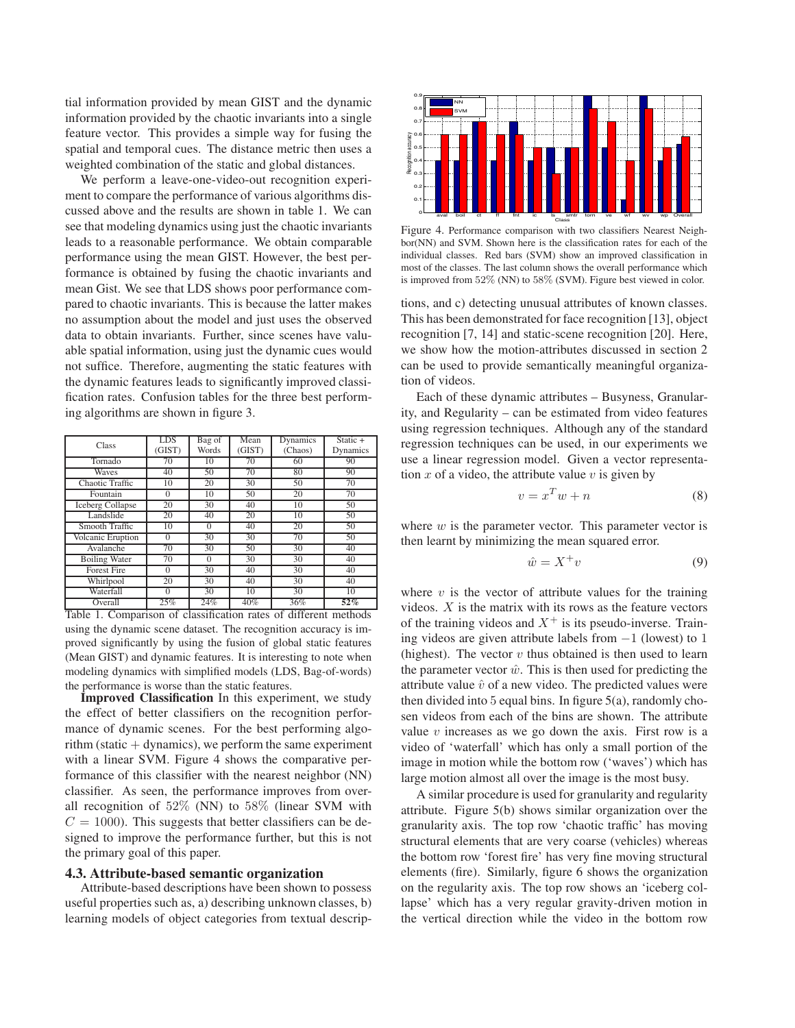tial information provided by mean GIST and the dynamic information provided by the chaotic invariants into a single feature vector. This provides a simple way for fusing the spatial and temporal cues. The distance metric then uses a weighted combination of the static and global distances.

We perform a leave-one-video-out recognition experiment to compare the performance of various algorithms discussed above and the results are shown in table 1. We can see that modeling dynamics using just the chaotic invariants leads to a reasonable performance. We obtain comparable performance using the mean GIST. However, the best performance is obtained by fusing the chaotic invariants and mean Gist. We see that LDS shows poor performance compared to chaotic invariants. This is because the latter makes no assumption about the model and just uses the observed data to obtain invariants. Further, since scenes have valuable spatial information, using just the dynamic cues would not suffice. Therefore, augmenting the static features with the dynamic features leads to significantly improved classification rates. Confusion tables for the three best performing algorithms are shown in figure 3.

| Class | LDS (GIST) | Bag of Words | Mean (GIST) | Dynamics (Chaos) | Static + Dynamics |
|---|---|---|---|---|---|
| Tornado | 70 | 10 | 70 | 60 | 90 |
| Waves | 40 | 50 | 70 | 80 | 90 |
| Chaotic Traffic | 10 | 20 | 30 | 50 | 70 |
| Fountain | 0 | 10 | 50 | 20 | 70 |
| Iceberg Collapse | 20 | 30 | 40 | 10 | 50 |
| Landslide | 20 | 40 | 20 | 10 | 50 |
| Smooth Traffic | 10 | 0 | 40 | 20 | 50 |
| Volcanic Eruption | 0 | 30 | 30 | 70 | 50 |
| Avalanche | 70 | 30 | 50 | 30 | 40 |
| Boiling Water | 70 | 0 | 30 | 30 | 40 |
| Forest Fire | 0 | 30 | 40 | 30 | 40 |
| Whirlpool | 20 | 30 | 40 | 30 | 40 |
| Waterfall | 0 | 30 | 10 | 30 | 10 |
| Overall | 25% | 24% | 40% | 36% | **52%** |

Table 1. Comparison of classification rates of different methods using the dynamic scene dataset. The recognition accuracy is improved significantly by using the fusion of global static features (Mean GIST) and dynamic features. It is interesting to note when modeling dynamics with simplified models (LDS, Bag-of-words) the performance is worse than the static features.

**Improved Classification** In this experiment, we study the effect of better classifiers on the recognition performance of dynamic scenes. For the best performing algorithm (static + dynamics), we perform the same experiment with a linear SVM. Figure 4 shows the comparative performance of this classifier with the nearest neighbor (NN) classifier. As seen, the performance improves from overall recognition of 52% (NN) to 58% (linear SVM with $C = 1000$). This suggests that better classifiers can be designed to improve the performance further, but this is not the primary goal of this paper.

Figure 4. Performance comparison with two classifiers Nearest Neighbor(NN) and SVM. Shown here is the classification rates for each of the individual classes. Red bars (SVM) show an improved classification in most of the classes. The last column shows the overall performance which is improved from 52% (NN) to 58% (SVM). Figure best viewed in color.

### 4.3. Attribute-based semantic organization

Attribute-based descriptions have been shown to possess useful properties such as, a) describing unknown classes, b) learning models of object categories from textual descriptions, and c) detecting unusual attributes of known classes. This has been demonstrated for face recognition [13], object recognition [7, 14] and static-scene recognition [20]. Here, we show how the motion-attributes discussed in section 2 can be used to provide semantically meaningful organization of videos.

Each of these dynamic attributes – Busyness, Granularity, and Regularity – can be estimated from video features using regression techniques. Although any of the standard regression techniques can be used, in our experiments we use a linear regression model. Given a vector representation $x$ of a video, the attribute value $v$ is given by

$$v = x^T w + n \tag{8}$$

where $w$ is the parameter vector. This parameter vector is then learnt by minimizing the mean squared error.

$$\hat{w} = X^+ v \tag{9}$$

where $v$ is the vector of attribute values for the training videos. $X$ is the matrix with its rows as the feature vectors of the training videos and $X^+$ is its pseudo-inverse. Training videos are given attribute labels from $-1$ (lowest) to $1$ (highest). The vector $v$ thus obtained is then used to learn the parameter vector $\hat{w}$. This is then used for predicting the attribute value $\hat{v}$ of a new video. The predicted values were then divided into 5 equal bins. In figure 5(a), randomly chosen videos from each of the bins are shown. The attribute value $v$ increases as we go down the axis. First row is a video of 'waterfall' which has only a small portion of the image in motion while the bottom row ('waves') which has large motion almost all over the image is the most busy.

A similar procedure is used for granularity and regularity attribute. Figure 5(b) shows similar organization over the granularity axis. The top row 'chaotic traffic' has moving structural elements that are very coarse (vehicles) whereas the bottom row 'forest fire' has very fine moving structural elements (fire). Similarly, figure 6 shows the organization on the regularity axis. The top row shows an 'iceberg collapse' which has a very regular gravity-driven motion in the vertical direction while the video in the bottom row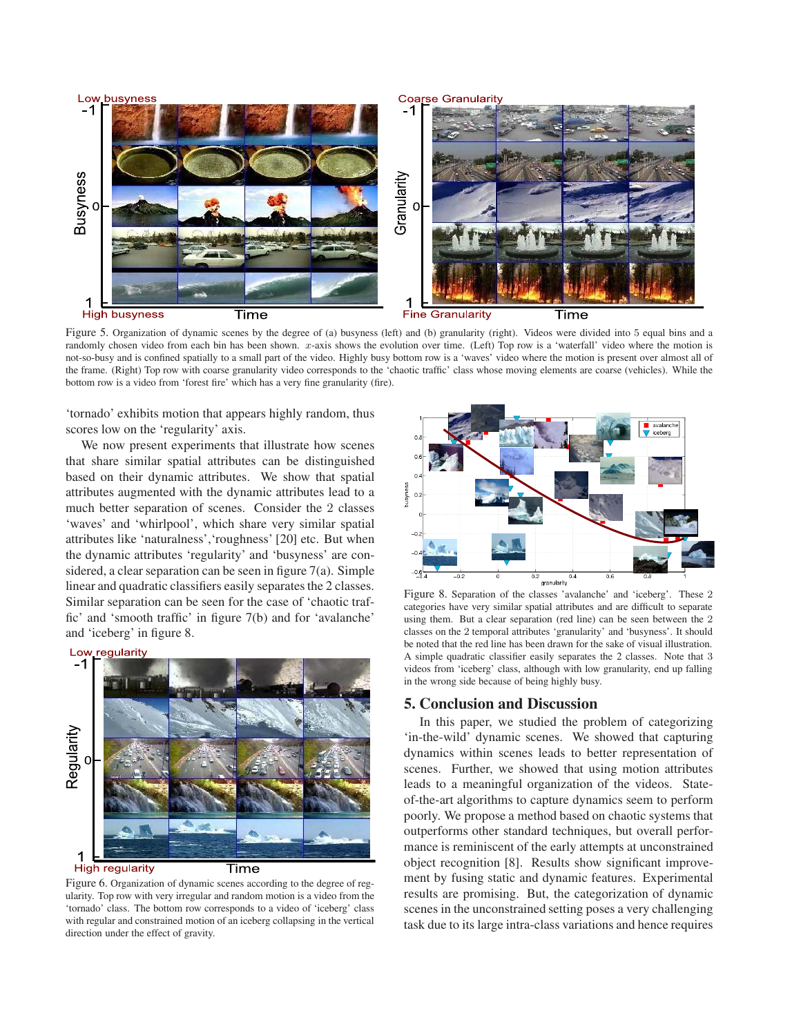Figure 5. Organization of dynamic scenes by the degree of (a) busyness (left) and (b) granularity (right). Videos were divided into 5 equal bins and a randomly chosen video from each bin has been shown. $x$-axis shows the evolution over time. (Left) Top row is a 'waterfall' video where the motion is not-so-busy and is confined spatially to a small part of the video. Highly busy bottom row is a 'waves' video where the motion is present over almost all of the frame. (Right) Top row with coarse granularity video corresponds to the 'chaotic traffic' class whose moving elements are coarse (vehicles). While the bottom row is a video from 'forest fire' which has a very fine granularity (fire).

'tornado' exhibits motion that appears highly random, thus scores low on the 'regularity' axis.

We now present experiments that illustrate how scenes that share similar spatial attributes can be distinguished based on their dynamic attributes. We show that spatial attributes augmented with the dynamic attributes lead to a much better separation of scenes. Consider the 2 classes 'waves' and 'whirlpool', which share very similar spatial attributes like 'naturalness','roughness' [20] etc. But when the dynamic attributes 'regularity' and 'busyness' are considered, a clear separation can be seen in figure 7(a). Simple linear and quadratic classifiers easily separates the 2 classes. Similar separation can be seen for the case of 'chaotic traffic' and 'smooth traffic' in figure 7(b) and for 'avalanche' and 'iceberg' in figure 8.

Figure 6. Organization of dynamic scenes according to the degree of regularity. Top row with very irregular and random motion is a video from the 'tornado' class. The bottom row corresponds to a video of 'iceberg' class with regular and constrained motion of an iceberg collapsing in the vertical direction under the effect of gravity.

Figure 8. Separation of the classes 'avalanche' and 'iceberg'. These 2 categories have very similar spatial attributes and are difficult to separate using them. But a clear separation (red line) can be seen between the 2 classes on the 2 temporal attributes 'granularity' and 'busyness'. It should be noted that the red line has been drawn for the sake of visual illustration. A simple quadratic classifier easily separates the 2 classes. Note that 3 videos from 'iceberg' class, although with low granularity, end up falling in the wrong side because of being highly busy.

## 5. Conclusion and Discussion

In this paper, we studied the problem of categorizing 'in-the-wild' dynamic scenes. We showed that capturing dynamics within scenes leads to better representation of scenes. Further, we showed that using motion attributes leads to a meaningful organization of the videos. State-of-the-art algorithms to capture dynamics seem to perform poorly. We propose a method based on chaotic systems that outperforms other standard techniques, but overall performance is reminiscent of the early attempts at unconstrained object recognition [8]. Results show significant improvement by fusing static and dynamic features. Experimental results are promising. But, the categorization of dynamic scenes in the unconstrained setting poses a very challenging task due to its large intra-class variations and hence requires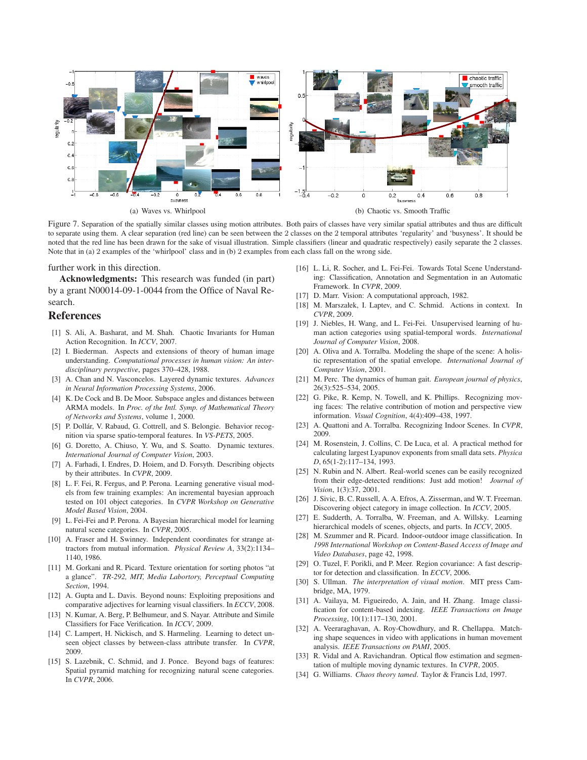(a) Waves vs. Whirlpool

(b) Chaotic vs. Smooth Traffic

Figure 7. Separation of the spatially similar classes using motion attributes. Both pairs of classes have very similar spatial attributes and thus are difficult to separate using them. A clear separation (red line) can be seen between the 2 classes on the 2 temporal attributes 'regularity' and 'busyness'. It should be noted that the red line has been drawn for the sake of visual illustration. Simple classifiers (linear and quadratic respectively) easily separate the 2 classes. Note that in (a) 2 examples of the 'whirlpool' class and in (b) 2 examples from each class fall on the wrong side.

further work in this direction.

**Acknowledgments:** This research was funded (in part) by a grant N00014-09-1-0044 from the Office of Naval Research.

## References

[1] S. Ali, A. Basharat, and M. Shah. Chaotic Invariants for Human Action Recognition. In *ICCV*, 2007.

[2] I. Biederman. Aspects and extensions of theory of human image understanding. *Computational processes in human vision: An interdisciplinary perspective*, pages 370–428, 1988.

[3] A. Chan and N. Vasconcelos. Layered dynamic textures. *Advances in Neural Information Processing Systems*, 2006.

[4] K. De Cock and B. De Moor. Subspace angles and distances between ARMA models. In *Proc. of the Intl. Symp. of Mathematical Theory of Networks and Systems*, volume 1, 2000.

[5] P. Dollár, V. Rabaud, G. Cottrell, and S. Belongie. Behavior recognition via sparse spatio-temporal features. In *VS-PETS*, 2005.

[6] G. Doretto, A. Chiuso, Y. Wu, and S. Soatto. Dynamic textures. *International Journal of Computer Vision*, 2003.

[7] A. Farhadi, I. Endres, D. Hoiem, and D. Forsyth. Describing objects by their attributes. In *CVPR*, 2009.

[8] L. F. Fei, R. Fergus, and P. Perona. Learning generative visual models from few training examples: An incremental bayesian approach tested on 101 object categories. In *CVPR Workshop on Generative Model Based Vision*, 2004.

[9] L. Fei-Fei and P. Perona. A Bayesian hierarchical model for learning natural scene categories. In *CVPR*, 2005.

[10] A. Fraser and H. Swinney. Independent coordinates for strange attractors from mutual information. *Physical Review A*, 33(2):1134–1140, 1986.

[11] M. Gorkani and R. Picard. Texture orientation for sorting photos "at a glance". *TR-292, MIT, Media Labortory, Perceptual Computing Section*, 1994.

[12] A. Gupta and L. Davis. Beyond nouns: Exploiting prepositions and comparative adjectives for learning visual classifiers. In *ECCV*, 2008.

[13] N. Kumar, A. Berg, P. Belhumeur, and S. Nayar. Attribute and Simile Classifiers for Face Verification. In *ICCV*, 2009.

[14] C. Lampert, H. Nickisch, and S. Harmeling. Learning to detect unseen object classes by between-class attribute transfer. In *CVPR*, 2009.

[15] S. Lazebnik, C. Schmid, and J. Ponce. Beyond bags of features: Spatial pyramid matching for recognizing natural scene categories. In *CVPR*, 2006.

[16] L. Li, R. Socher, and L. Fei-Fei. Towards Total Scene Understanding: Classification, Annotation and Segmentation in an Automatic Framework. In *CVPR*, 2009.

[17] D. Marr. Vision: A computational approach, 1982.

[18] M. Marszałek, I. Laptev, and C. Schmid. Actions in context. In *CVPR*, 2009.

[19] J. Niebles, H. Wang, and L. Fei-Fei. Unsupervised learning of human action categories using spatial-temporal words. *International Journal of Computer Vision*, 2008.

[20] A. Oliva and A. Torralba. Modeling the shape of the scene: A holistic representation of the spatial envelope. *International Journal of Computer Vision*, 2001.

[21] M. Perc. The dynamics of human gait. *European journal of physics*, 26(3):525–534, 2005.

[22] G. Pike, R. Kemp, N. Towell, and K. Phillips. Recognizing moving faces: The relative contribution of motion and perspective view information. *Visual Cognition*, 4(4):409–438, 1997.

[23] A. Quattoni and A. Torralba. Recognizing Indoor Scenes. In *CVPR*, 2009.

[24] M. Rosenstein, J. Collins, C. De Luca, et al. A practical method for calculating largest Lyapunov exponents from small data sets. *Physica D*, 65(1-2):117–134, 1993.

[25] N. Rubin and N. Albert. Real-world scenes can be easily recognized from their edge-detected renditions: Just add motion! *Journal of Vision*, 1(3):37, 2001.

[26] J. Sivic, B. C. Russell, A. A. Efros, A. Zisserman, and W. T. Freeman. Discovering object category in image collection. In *ICCV*, 2005.

[27] E. Sudderth, A. Torralba, W. Freeman, and A. Willsky. Learning hierarchical models of scenes, objects, and parts. In *ICCV*, 2005.

[28] M. Szummer and R. Picard. Indoor-outdoor image classification. In *1998 International Workshop on Content-Based Access of Image and Video Databases*, page 42, 1998.

[29] O. Tuzel, F. Porikli, and P. Meer. Region covariance: A fast descriptor for detection and classification. In *ECCV*, 2006.

[30] S. Ullman. *The interpretation of visual motion*. MIT press Cambridge, MA, 1979.

[31] A. Vailaya, M. Figueiredo, A. Jain, and H. Zhang. Image classification for content-based indexing. *IEEE Transactions on Image Processing*, 10(1):117–130, 2001.

[32] A. Veeraraghavan, A. Roy-Chowdhury, and R. Chellappa. Matching shape sequences in video with applications in human movement analysis. *IEEE Transactions on PAMI*, 2005.

[33] R. Vidal and A. Ravichandran. Optical flow estimation and segmentation of multiple moving dynamic textures. In *CVPR*, 2005.

[34] G. Williams. *Chaos theory tamed*. Taylor & Francis Ltd, 1997.